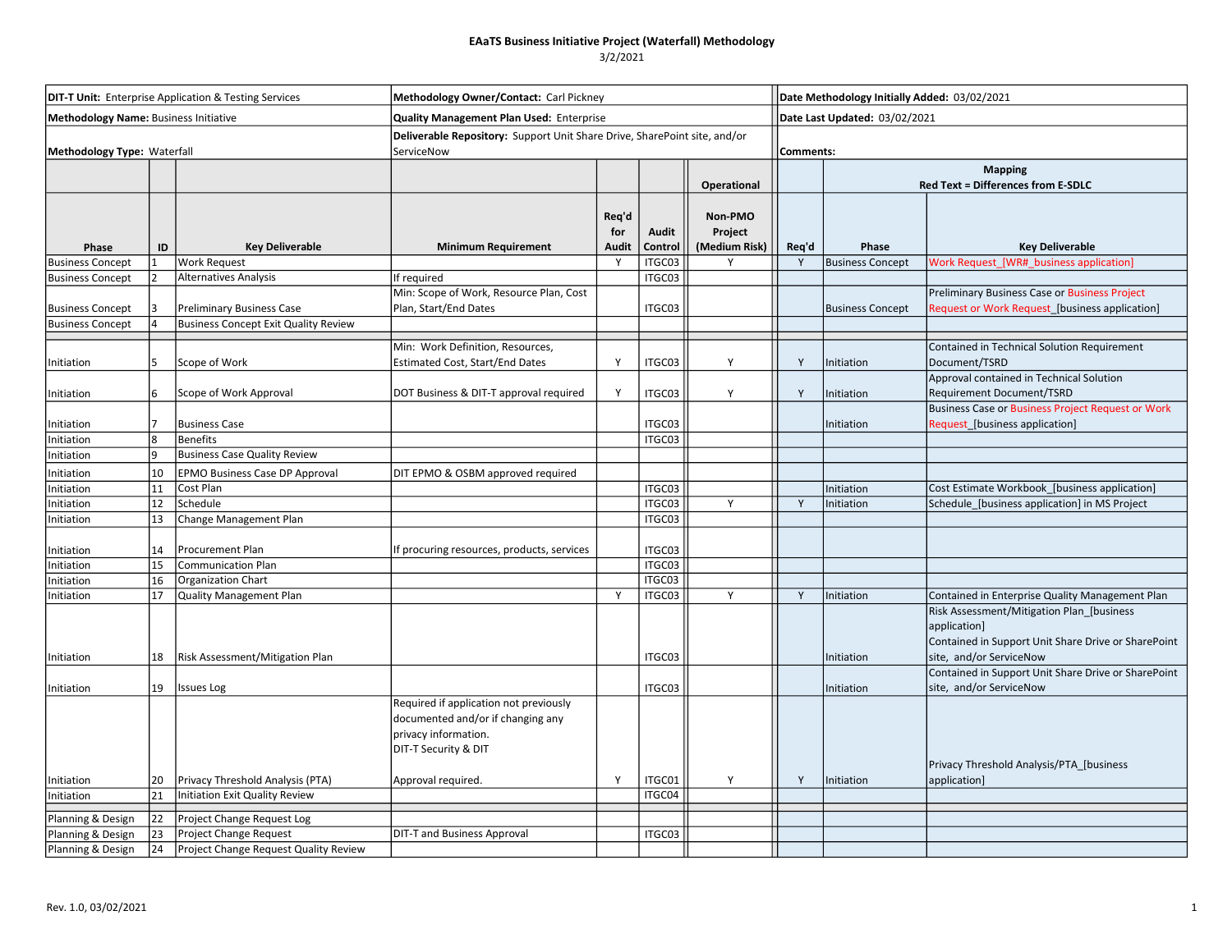# EAaTS Business Initiative Project (Waterfall) Methodology

3/2/2021

| **DIT-T Unit:** Enterprise Application & Testing Services | **Methodology Owner/Contact:** Carl Pickney | **Date Methodology Initially Added:** 03/02/2021 |
|---|---|---|
| **Methodology Name:** Business Initiative | **Quality Management Plan Used:** Enterprise | **Date Last Updated:** 03/02/2021 |
| **Methodology Type:** Waterfall | **Deliverable Repository:** Support Unit Share Drive, SharePoint site, and/or ServiceNow | **Comments:** |

| | | | | | | **Operational** | **Mapping Red Text = Differences from E-SDLC** | | |
|---|---|---|---|---|---|---|---|---|---|
| **Phase** | **ID** | **Key Deliverable** | **Minimum Requirement** | **Req'd for Audit** | **Audit Control** | **Non-PMO Project (Medium Risk)** | **Req'd** | **Phase** | **Key Deliverable** |
| Business Concept | 1 | Work Request | | Y | ITGC03 | Y | Y | Business Concept | Work Request_[WR#_business application] |
| Business Concept | 2 | Alternatives Analysis | If required | | ITGC03 | | | | |
| Business Concept | 3 | Preliminary Business Case | Min: Scope of Work, Resource Plan, Cost Plan, Start/End Dates | | ITGC03 | | | Business Concept | Preliminary Business Case or Business Project Request or Work Request_[business application] |
| Business Concept | 4 | Business Concept Exit Quality Review | | | | | | | |
| | | | | | | | | | |
| Initiation | 5 | Scope of Work | Min: Work Definition, Resources, Estimated Cost, Start/End Dates | Y | ITGC03 | Y | Y | Initiation | Contained in Technical Solution Requirement Document/TSRD |
| Initiation | 6 | Scope of Work Approval | DOT Business & DIT-T approval required | Y | ITGC03 | Y | Y | Initiation | Approval contained in Technical Solution Requirement Document/TSRD |
| Initiation | 7 | Business Case | | | ITGC03 | | | Initiation | Business Case or Business Project Request or Work Request_[business application] |
| Initiation | 8 | Benefits | | | ITGC03 | | | | |
| Initiation | 9 | Business Case Quality Review | | | | | | | |
| Initiation | 10 | EPMO Business Case DP Approval | DIT EPMO & OSBM approved required | | | | | | |
| Initiation | 11 | Cost Plan | | | ITGC03 | | | Initiation | Cost Estimate Workbook_[business application] |
| Initiation | 12 | Schedule | | | ITGC03 | Y | Y | Initiation | Schedule_[business application] in MS Project |
| Initiation | 13 | Change Management Plan | | | ITGC03 | | | | |
| Initiation | 14 | Procurement Plan | If procuring resources, products, services | | ITGC03 | | | | |
| Initiation | 15 | Communication Plan | | | ITGC03 | | | | |
| Initiation | 16 | Organization Chart | | | ITGC03 | | | | |
| Initiation | 17 | Quality Management Plan | | Y | ITGC03 | Y | Y | Initiation | Contained in Enterprise Quality Management Plan |
| Initiation | 18 | Risk Assessment/Mitigation Plan | | | ITGC03 | | | Initiation | Risk Assessment/Mitigation Plan_[business application] Contained in Support Unit Share Drive or SharePoint site, and/or ServiceNow |
| Initiation | 19 | Issues Log | | | ITGC03 | | | Initiation | Contained in Support Unit Share Drive or SharePoint site, and/or ServiceNow |
| Initiation | 20 | Privacy Threshold Analysis (PTA) | Required if application not previously documented and/or if changing any privacy information. DIT-T Security & DIT Approval required. | Y | ITGC01 | Y | Y | Initiation | Privacy Threshold Analysis/PTA_[business application] |
| Initiation | 21 | Initiation Exit Quality Review | | | ITGC04 | | | | |
| | | | | | | | | | |
| Planning & Design | 22 | Project Change Request Log | | | | | | | |
| Planning & Design | 23 | Project Change Request | DIT-T and Business Approval | | ITGC03 | | | | |
| Planning & Design | 24 | Project Change Request Quality Review | | | | | | | |

Rev. 1.0, 03/02/2021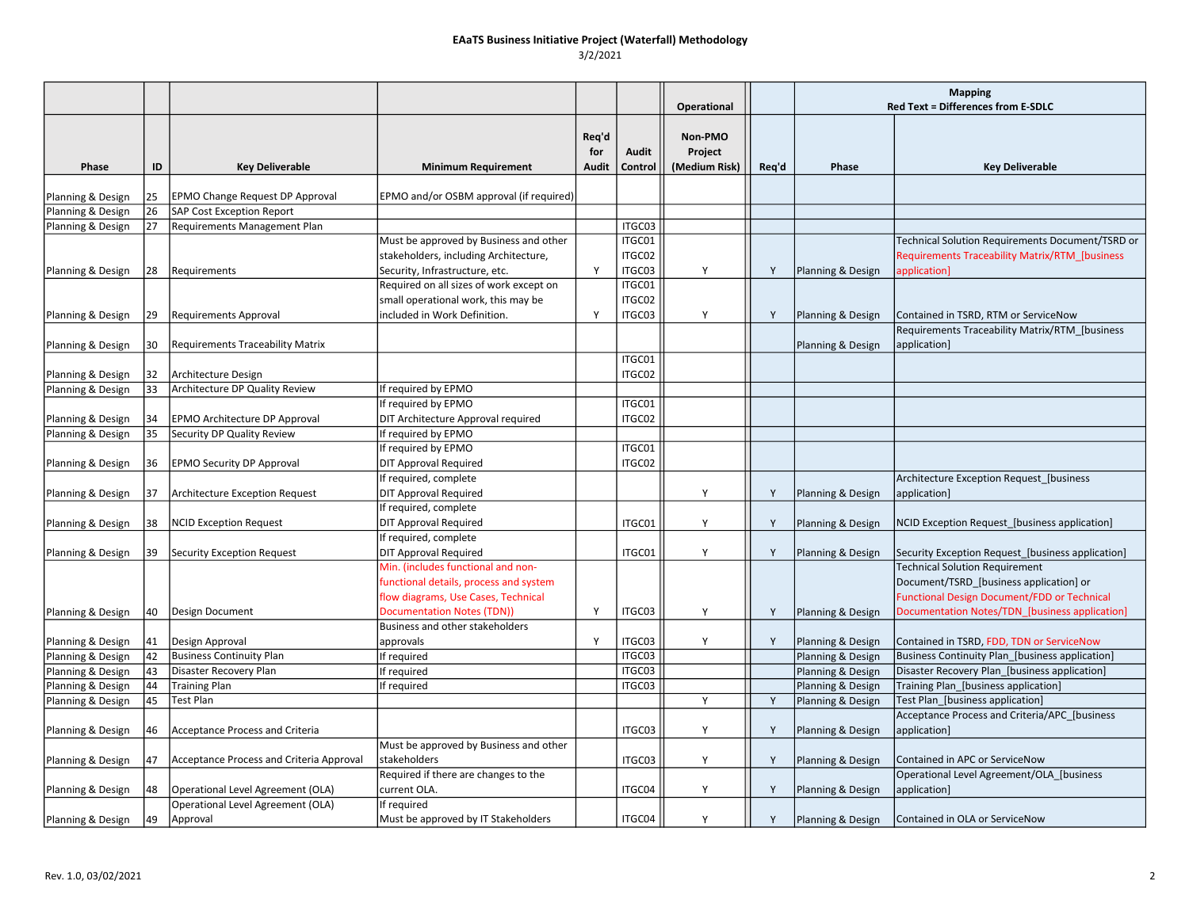# EAaTS Business Initiative Project (Waterfall) Methodology

3/2/2021

| | | | | | | Operational | | Mapping Red Text = Differences from E-SDLC | |
|---|---|---|---|---|---|---|---|---|---|
| Phase | ID | Key Deliverable | Minimum Requirement | Req'd for Audit | Audit Control | Non-PMO Project (Medium Risk) | Req'd | Phase | Key Deliverable |
| Planning & Design | 25 | EPMO Change Request DP Approval | EPMO and/or OSBM approval (if required) | | | | | | |
| Planning & Design | 26 | SAP Cost Exception Report | | | | | | | |
| Planning & Design | 27 | Requirements Management Plan | | | ITGC03 | | | | |
| Planning & Design | 28 | Requirements | Must be approved by Business and other stakeholders, including Architecture, Security, Infrastructure, etc. | Y | ITGC01 ITGC02 ITGC03 | Y | Y | Planning & Design | Technical Solution Requirements Document/TSRD or Requirements Traceability Matrix/RTM_[business application] |
| Planning & Design | 29 | Requirements Approval | Required on all sizes of work except on small operational work, this may be included in Work Definition. | Y | ITGC01 ITGC02 ITGC03 | Y | Y | Planning & Design | Contained in TSRD, RTM or ServiceNow |
| Planning & Design | 30 | Requirements Traceability Matrix | | | | | | Planning & Design | Requirements Traceability Matrix/RTM_[business application] |
| Planning & Design | 32 | Architecture Design | | | ITGC01 ITGC02 | | | | |
| Planning & Design | 33 | Architecture DP Quality Review | If required by EPMO | | | | | | |
| Planning & Design | 34 | EPMO Architecture DP Approval | If required by EPMO DIT Architecture Approval required | | ITGC01 ITGC02 | | | | |
| Planning & Design | 35 | Security DP Quality Review | If required by EPMO | | | | | | |
| Planning & Design | 36 | EPMO Security DP Approval | If required by EPMO DIT Approval Required | | ITGC01 ITGC02 | | | | |
| Planning & Design | 37 | Architecture Exception Request | If required, complete DIT Approval Required | | | Y | Y | Planning & Design | Architecture Exception Request_[business application] |
| Planning & Design | 38 | NCID Exception Request | If required, complete DIT Approval Required | | ITGC01 | Y | Y | Planning & Design | NCID Exception Request_[business application] |
| Planning & Design | 39 | Security Exception Request | If required, complete DIT Approval Required | | ITGC01 | Y | Y | Planning & Design | Security Exception Request_[business application] |
| Planning & Design | 40 | Design Document | Min. (includes functional and non-functional details, process and system flow diagrams, Use Cases, Technical Documentation Notes (TDN)) | Y | ITGC03 | Y | Y | Planning & Design | Technical Solution Requirement Document/TSRD_[business application] or Functional Design Document/FDD or Technical Documentation Notes/TDN_[business application] |
| Planning & Design | 41 | Design Approval | Business and other stakeholders approvals | Y | ITGC03 | Y | Y | Planning & Design | Contained in TSRD, FDD, TDN or ServiceNow |
| Planning & Design | 42 | Business Continuity Plan | If required | | ITGC03 | | | Planning & Design | Business Continuity Plan_[business application] |
| Planning & Design | 43 | Disaster Recovery Plan | If required | | ITGC03 | | | Planning & Design | Disaster Recovery Plan_[business application] |
| Planning & Design | 44 | Training Plan | If required | | ITGC03 | | | Planning & Design | Training Plan_[business application] |
| Planning & Design | 45 | Test Plan | | | | Y | Y | Planning & Design | Test Plan_[business application] |
| Planning & Design | 46 | Acceptance Process and Criteria | | | ITGC03 | Y | Y | Planning & Design | Acceptance Process and Criteria/APC_[business application] |
| Planning & Design | 47 | Acceptance Process and Criteria Approval | Must be approved by Business and other stakeholders | | ITGC03 | Y | Y | Planning & Design | Contained in APC or ServiceNow |
| Planning & Design | 48 | Operational Level Agreement (OLA) | Required if there are changes to the current OLA. | | ITGC04 | Y | Y | Planning & Design | Operational Level Agreement/OLA_[business application] |
| Planning & Design | 49 | Operational Level Agreement (OLA) Approval | If required Must be approved by IT Stakeholders | | ITGC04 | Y | Y | Planning & Design | Contained in OLA or ServiceNow |

Rev. 1.0, 03/02/2021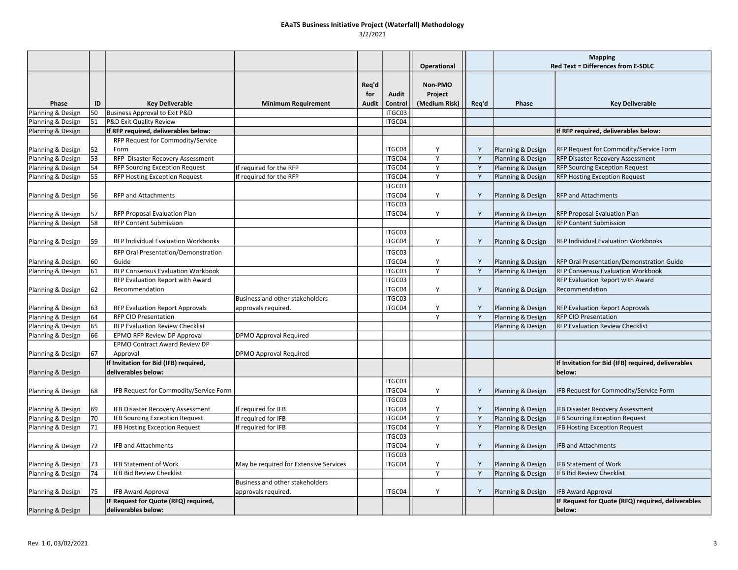# EAaTS Business Initiative Project (Waterfall) Methodology

3/2/2021

| | | | | | | Operational | | Mapping Red Text = Differences from E-SDLC | |
|---|---|---|---|---|---|---|---|---|---|
| Phase | ID | Key Deliverable | Minimum Requirement | Req'd for Audit | Audit Control | Non-PMO Project (Medium Risk) | Req'd | Phase | Key Deliverable |
| Planning & Design | 50 | Business Approval to Exit P&D | | | ITGC03 | | | | |
| Planning & Design | 51 | P&D Exit Quality Review | | | ITGC04 | | | | |
| Planning & Design | | **If RFP required, deliverables below:** | | | | | | | **If RFP required, deliverables below:** |
| Planning & Design | 52 | RFP Request for Commodity/Service Form | | | ITGC04 | Y | Y | Planning & Design | RFP Request for Commodity/Service Form |
| Planning & Design | 53 | RFP Disaster Recovery Assessment | | | ITGC04 | Y | Y | Planning & Design | RFP Disaster Recovery Assessment |
| Planning & Design | 54 | RFP Sourcing Exception Request | If required for the RFP | | ITGC04 | Y | Y | Planning & Design | RFP Sourcing Exception Request |
| Planning & Design | 55 | RFP Hosting Exception Request | If required for the RFP | | ITGC04 | Y | Y | Planning & Design | RFP Hosting Exception Request |
| Planning & Design | 56 | RFP and Attachments | | | ITGC03 ITGC04 | Y | Y | Planning & Design | RFP and Attachments |
| Planning & Design | 57 | RFP Proposal Evaluation Plan | | | ITGC03 ITGC04 | Y | Y | Planning & Design | RFP Proposal Evaluation Plan |
| Planning & Design | 58 | RFP Content Submission | | | | | | Planning & Design | RFP Content Submission |
| Planning & Design | 59 | RFP Individual Evaluation Workbooks | | | ITGC03 ITGC04 | Y | Y | Planning & Design | RFP Individual Evaluation Workbooks |
| Planning & Design | 60 | RFP Oral Presentation/Demonstration Guide | | | ITGC03 ITGC04 | Y | Y | Planning & Design | RFP Oral Presentation/Demonstration Guide |
| Planning & Design | 61 | RFP Consensus Evaluation Workbook | | | ITGC03 | Y | Y | Planning & Design | RFP Consensus Evaluation Workbook |
| Planning & Design | 62 | RFP Evaluation Report with Award Recommendation | | | ITGC03 ITGC04 | Y | Y | Planning & Design | RFP Evaluation Report with Award Recommendation |
| Planning & Design | 63 | RFP Evaluation Report Approvals | Business and other stakeholders approvals required. | | ITGC03 ITGC04 | Y | Y | Planning & Design | RFP Evaluation Report Approvals |
| Planning & Design | 64 | RFP CIO Presentation | | | | Y | Y | Planning & Design | RFP CIO Presentation |
| Planning & Design | 65 | RFP Evaluation Review Checklist | | | | | | Planning & Design | RFP Evaluation Review Checklist |
| Planning & Design | 66 | EPMO RFP Review DP Approval | DPMO Approval Required | | | | | | |
| Planning & Design | 67 | EPMO Contract Award Review DP Approval | DPMO Approval Required | | | | | | |
| Planning & Design | | **If Invitation for Bid (IFB) required, deliverables below:** | | | | | | | **If Invitation for Bid (IFB) required, deliverables below:** |
| Planning & Design | 68 | IFB Request for Commodity/Service Form | | | ITGC03 ITGC04 | Y | Y | Planning & Design | IFB Request for Commodity/Service Form |
| Planning & Design | 69 | IFB Disaster Recovery Assessment | If required for IFB | | ITGC03 ITGC04 | Y | Y | Planning & Design | IFB Disaster Recovery Assessment |
| Planning & Design | 70 | IFB Sourcing Exception Request | If required for IFB | | ITGC04 | Y | Y | Planning & Design | IFB Sourcing Exception Request |
| Planning & Design | 71 | IFB Hosting Exception Request | If required for IFB | | ITGC04 | Y | Y | Planning & Design | IFB Hosting Exception Request |
| Planning & Design | 72 | IFB and Attachments | | | ITGC03 ITGC04 | Y | Y | Planning & Design | IFB and Attachments |
| Planning & Design | 73 | IFB Statement of Work | May be required for Extensive Services | | ITGC03 ITGC04 | Y | Y | Planning & Design | IFB Statement of Work |
| Planning & Design | 74 | IFB Bid Review Checklist | | | | Y | Y | Planning & Design | IFB Bid Review Checklist |
| Planning & Design | 75 | IFB Award Approval | Business and other stakeholders approvals required. | | ITGC04 | Y | Y | Planning & Design | IFB Award Approval |
| Planning & Design | | **IF Request for Quote (RFQ) required, deliverables below:** | | | | | | | **IF Request for Quote (RFQ) required, deliverables below:** |

Rev. 1.0, 03/02/2021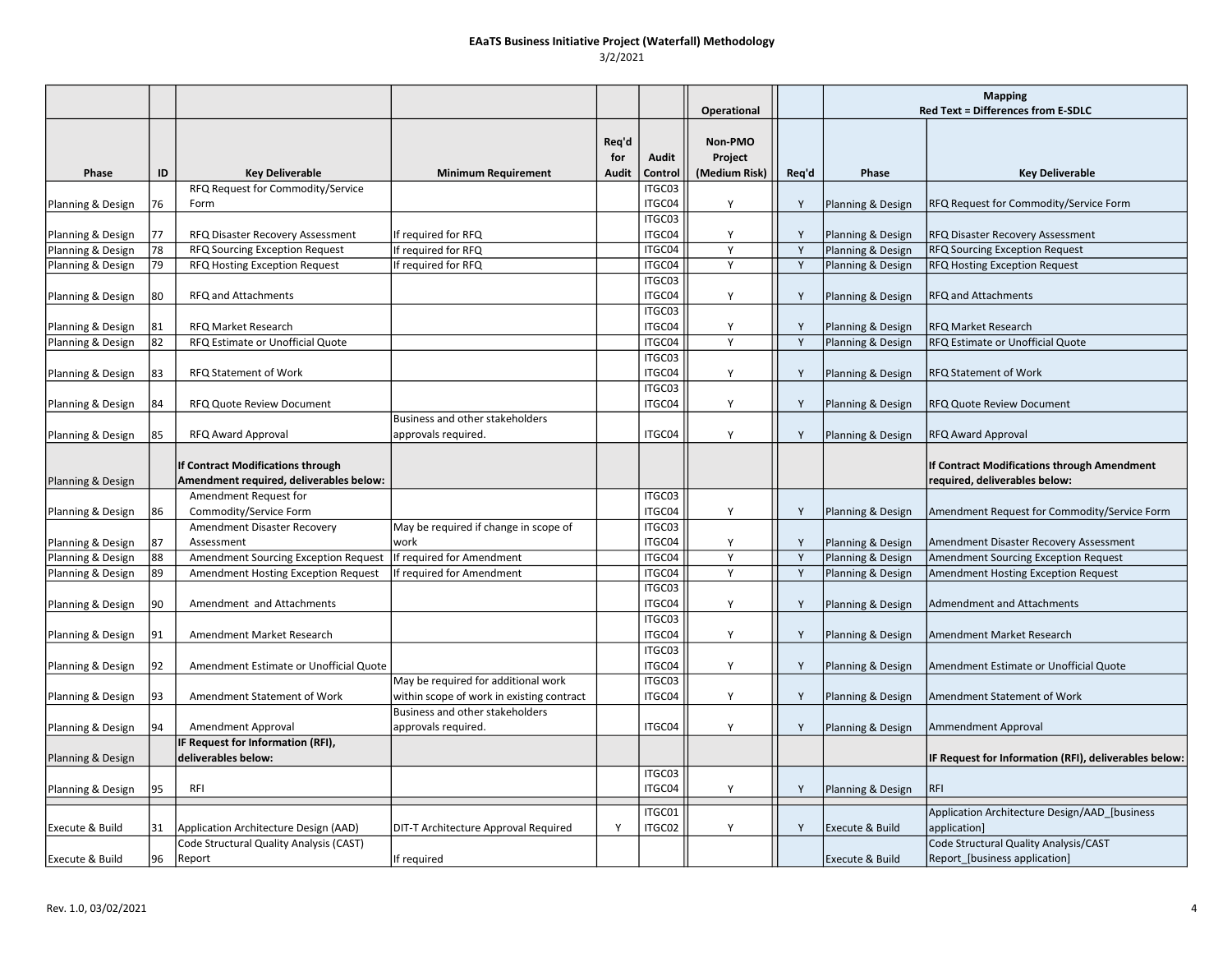# EAaTS Business Initiative Project (Waterfall) Methodology

3/2/2021

| | | | | | | Operational | | Mapping Red Text = Differences from E-SDLC | |
|---|---|---|---|---|---|---|---|---|---|
| Phase | ID | Key Deliverable | Minimum Requirement | Req'd for Audit | Audit Control | Non-PMO Project (Medium Risk) | Req'd | Phase | Key Deliverable |
| Planning & Design | 76 | RFQ Request for Commodity/Service Form | | | ITGC03 ITGC04 | Y | Y | Planning & Design | RFQ Request for Commodity/Service Form |
| Planning & Design | 77 | RFQ Disaster Recovery Assessment | If required for RFQ | | ITGC03 ITGC04 | Y | Y | Planning & Design | RFQ Disaster Recovery Assessment |
| Planning & Design | 78 | RFQ Sourcing Exception Request | If required for RFQ | | ITGC04 | Y | Y | Planning & Design | RFQ Sourcing Exception Request |
| Planning & Design | 79 | RFQ Hosting Exception Request | If required for RFQ | | ITGC04 | Y | Y | Planning & Design | RFQ Hosting Exception Request |
| Planning & Design | 80 | RFQ and Attachments | | | ITGC03 ITGC04 | Y | Y | Planning & Design | RFQ and Attachments |
| Planning & Design | 81 | RFQ Market Research | | | ITGC03 ITGC04 | Y | Y | Planning & Design | RFQ Market Research |
| Planning & Design | 82 | RFQ Estimate or Unofficial Quote | | | ITGC04 | Y | Y | Planning & Design | RFQ Estimate or Unofficial Quote |
| Planning & Design | 83 | RFQ Statement of Work | | | ITGC03 ITGC04 | Y | Y | Planning & Design | RFQ Statement of Work |
| Planning & Design | 84 | RFQ Quote Review Document | | | ITGC03 ITGC04 | Y | Y | Planning & Design | RFQ Quote Review Document |
| Planning & Design | 85 | RFQ Award Approval | Business and other stakeholders approvals required. | | ITGC04 | Y | Y | Planning & Design | RFQ Award Approval |
| Planning & Design | | **If Contract Modifications through Amendment required, deliverables below:** | | | | | | | **If Contract Modifications through Amendment required, deliverables below:** |
| Planning & Design | 86 | Amendment Request for Commodity/Service Form | | | ITGC03 ITGC04 | Y | Y | Planning & Design | Amendment Request for Commodity/Service Form |
| Planning & Design | 87 | Amendment Disaster Recovery Assessment | May be required if change in scope of work | | ITGC03 ITGC04 | Y | Y | Planning & Design | Amendment Disaster Recovery Assessment |
| Planning & Design | 88 | Amendment Sourcing Exception Request | If required for Amendment | | ITGC04 | Y | Y | Planning & Design | Amendment Sourcing Exception Request |
| Planning & Design | 89 | Amendment Hosting Exception Request | If required for Amendment | | ITGC04 | Y | Y | Planning & Design | Amendment Hosting Exception Request |
| Planning & Design | 90 | Amendment and Attachments | | | ITGC03 ITGC04 | Y | Y | Planning & Design | Admendment and Attachments |
| Planning & Design | 91 | Amendment Market Research | | | ITGC03 ITGC04 | Y | Y | Planning & Design | Amendment Market Research |
| Planning & Design | 92 | Amendment Estimate or Unofficial Quote | | | ITGC03 ITGC04 | Y | Y | Planning & Design | Amendment Estimate or Unofficial Quote |
| Planning & Design | 93 | Amendment Statement of Work | May be required for additional work within scope of work in existing contract | | ITGC03 ITGC04 | Y | Y | Planning & Design | Amendment Statement of Work |
| Planning & Design | 94 | Amendment Approval | Business and other stakeholders approvals required. | | ITGC04 | Y | Y | Planning & Design | Ammendment Approval |
| Planning & Design | | **IF Request for Information (RFI), deliverables below:** | | | | | | | **IF Request for Information (RFI), deliverables below:** |
| Planning & Design | 95 | RFI | | | ITGC03 ITGC04 | Y | Y | Planning & Design | RFI |
| | | | | | | | | | |
| Execute & Build | 31 | Application Architecture Design (AAD) | DIT-T Architecture Approval Required | Y | ITGC01 ITGC02 | Y | Y | Execute & Build | Application Architecture Design/AAD_[business application] |
| Execute & Build | 96 | Code Structural Quality Analysis (CAST) Report | If required | | | | | Execute & Build | Code Structural Quality Analysis/CAST Report_[business application] |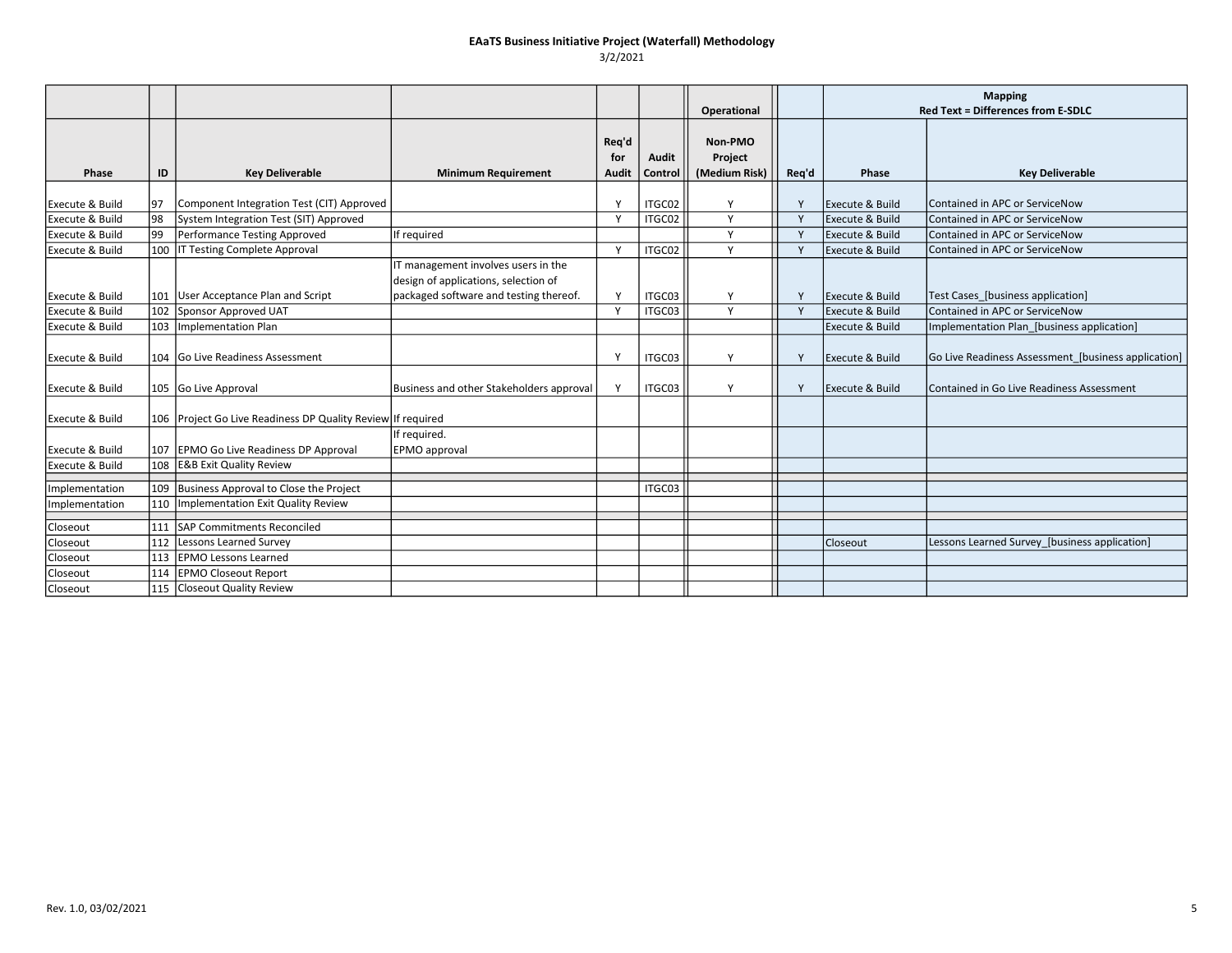**EAaTS Business Initiative Project (Waterfall) Methodology**

3/2/2021

| | | | | | | Operational | | Mapping Red Text = Differences from E-SDLC | |
|---|---|---|---|---|---|---|---|---|---|
| Phase | ID | Key Deliverable | Minimum Requirement | Req'd for Audit | Audit Control | Non-PMO Project (Medium Risk) | Req'd | Phase | Key Deliverable |
| Execute & Build | 97 | Component Integration Test (CIT) Approved | | Y | ITGC02 | Y | Y | Execute & Build | Contained in APC or ServiceNow |
| Execute & Build | 98 | System Integration Test (SIT) Approved | | Y | ITGC02 | Y | Y | Execute & Build | Contained in APC or ServiceNow |
| Execute & Build | 99 | Performance Testing Approved | If required | | | Y | Y | Execute & Build | Contained in APC or ServiceNow |
| Execute & Build | 100 | IT Testing Complete Approval | | Y | ITGC02 | Y | Y | Execute & Build | Contained in APC or ServiceNow |
| Execute & Build | 101 | User Acceptance Plan and Script | IT management involves users in the design of applications, selection of packaged software and testing thereof. | Y | ITGC03 | Y | Y | Execute & Build | Test Cases_[business application] |
| Execute & Build | 102 | Sponsor Approved UAT | | Y | ITGC03 | Y | Y | Execute & Build | Contained in APC or ServiceNow |
| Execute & Build | 103 | Implementation Plan | | | | | | Execute & Build | Implementation Plan_[business application] |
| Execute & Build | 104 | Go Live Readiness Assessment | | Y | ITGC03 | Y | Y | Execute & Build | Go Live Readiness Assessment_[business application] |
| Execute & Build | 105 | Go Live Approval | Business and other Stakeholders approval | Y | ITGC03 | Y | Y | Execute & Build | Contained in Go Live Readiness Assessment |
| Execute & Build | 106 | Project Go Live Readiness DP Quality Review | If required | | | | | | |
| Execute & Build | 107 | EPMO Go Live Readiness DP Approval | If required. EPMO approval | | | | | | |
| Execute & Build | 108 | E&B Exit Quality Review | | | | | | | |
| Implementation | 109 | Business Approval to Close the Project | | | ITGC03 | | | | |
| Implementation | 110 | Implementation Exit Quality Review | | | | | | | |
| Closeout | 111 | SAP Commitments Reconciled | | | | | | | |
| Closeout | 112 | Lessons Learned Survey | | | | | | Closeout | Lessons Learned Survey_[business application] |
| Closeout | 113 | EPMO Lessons Learned | | | | | | | |
| Closeout | 114 | EPMO Closeout Report | | | | | | | |
| Closeout | 115 | Closeout Quality Review | | | | | | | |

Rev. 1.0, 03/02/2021